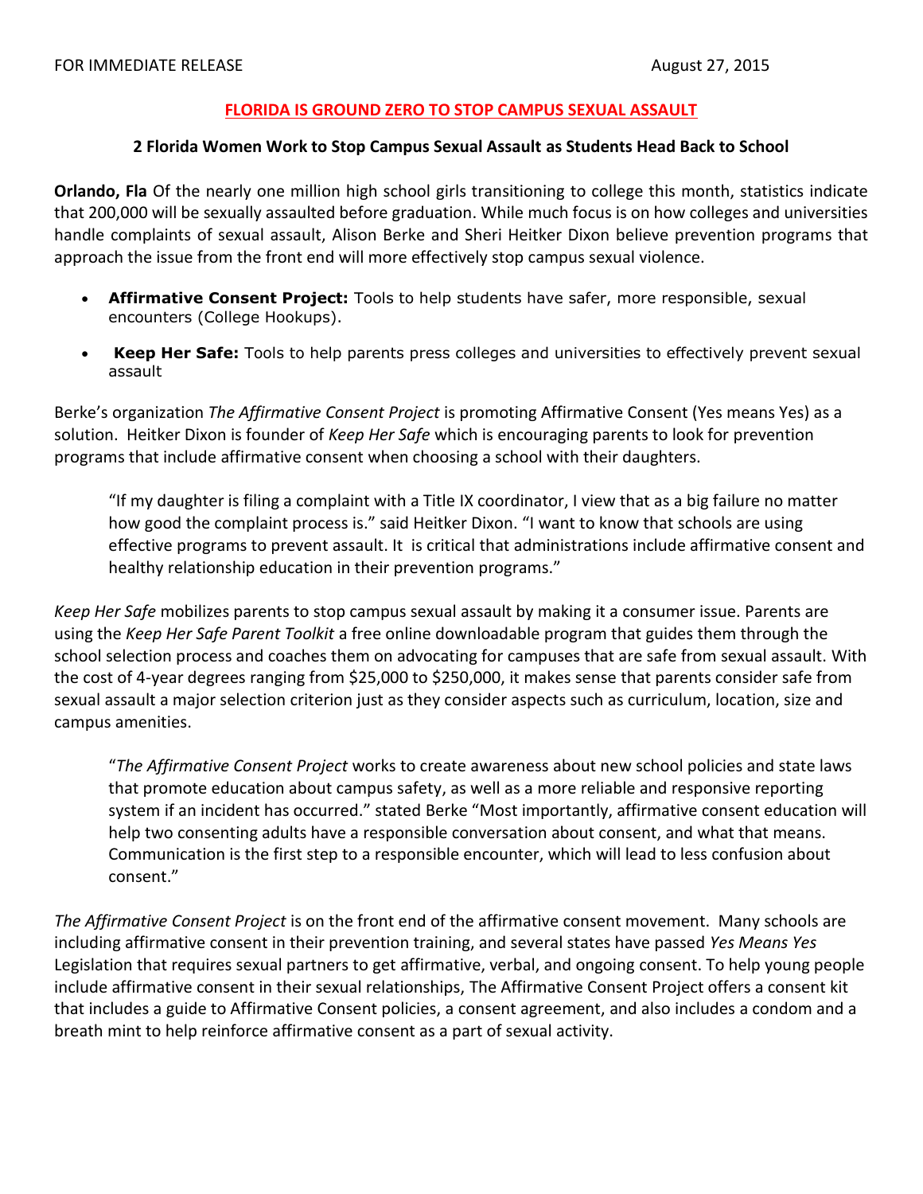FOR IMMEDIATE RELEASE August 27, 2015

# FLORIDA IS GROUND ZERO TO STOP CAMPUS SEXUAL ASSAULT

## 2 Florida Women Work to Stop Campus Sexual Assault as Students Head Back to School

**Orlando, Fla** Of the nearly one million high school girls transitioning to college this month, statistics indicate that 200,000 will be sexually assaulted before graduation. While much focus is on how colleges and universities handle complaints of sexual assault, Alison Berke and Sheri Heitker Dixon believe prevention programs that approach the issue from the front end will more effectively stop campus sexual violence.

- **Affirmative Consent Project:** Tools to help students have safer, more responsible, sexual encounters (College Hookups).
- **Keep Her Safe:** Tools to help parents press colleges and universities to effectively prevent sexual assault

Berke's organization *The Affirmative Consent Project* is promoting Affirmative Consent (Yes means Yes) as a solution. Heitker Dixon is founder of *Keep Her Safe* which is encouraging parents to look for prevention programs that include affirmative consent when choosing a school with their daughters.

> "If my daughter is filing a complaint with a Title IX coordinator, I view that as a big failure no matter how good the complaint process is." said Heitker Dixon. "I want to know that schools are using effective programs to prevent assault. It is critical that administrations include affirmative consent and healthy relationship education in their prevention programs."

*Keep Her Safe* mobilizes parents to stop campus sexual assault by making it a consumer issue. Parents are using the *Keep Her Safe Parent Toolkit* a free online downloadable program that guides them through the school selection process and coaches them on advocating for campuses that are safe from sexual assault. With the cost of 4-year degrees ranging from $25,000 to $250,000, it makes sense that parents consider safe from sexual assault a major selection criterion just as they consider aspects such as curriculum, location, size and campus amenities.

> "*The Affirmative Consent Project* works to create awareness about new school policies and state laws that promote education about campus safety, as well as a more reliable and responsive reporting system if an incident has occurred." stated Berke "Most importantly, affirmative consent education will help two consenting adults have a responsible conversation about consent, and what that means. Communication is the first step to a responsible encounter, which will lead to less confusion about consent."

*The Affirmative Consent Project* is on the front end of the affirmative consent movement. Many schools are including affirmative consent in their prevention training, and several states have passed *Yes Means Yes* Legislation that requires sexual partners to get affirmative, verbal, and ongoing consent. To help young people include affirmative consent in their sexual relationships, The Affirmative Consent Project offers a consent kit that includes a guide to Affirmative Consent policies, a consent agreement, and also includes a condom and a breath mint to help reinforce affirmative consent as a part of sexual activity.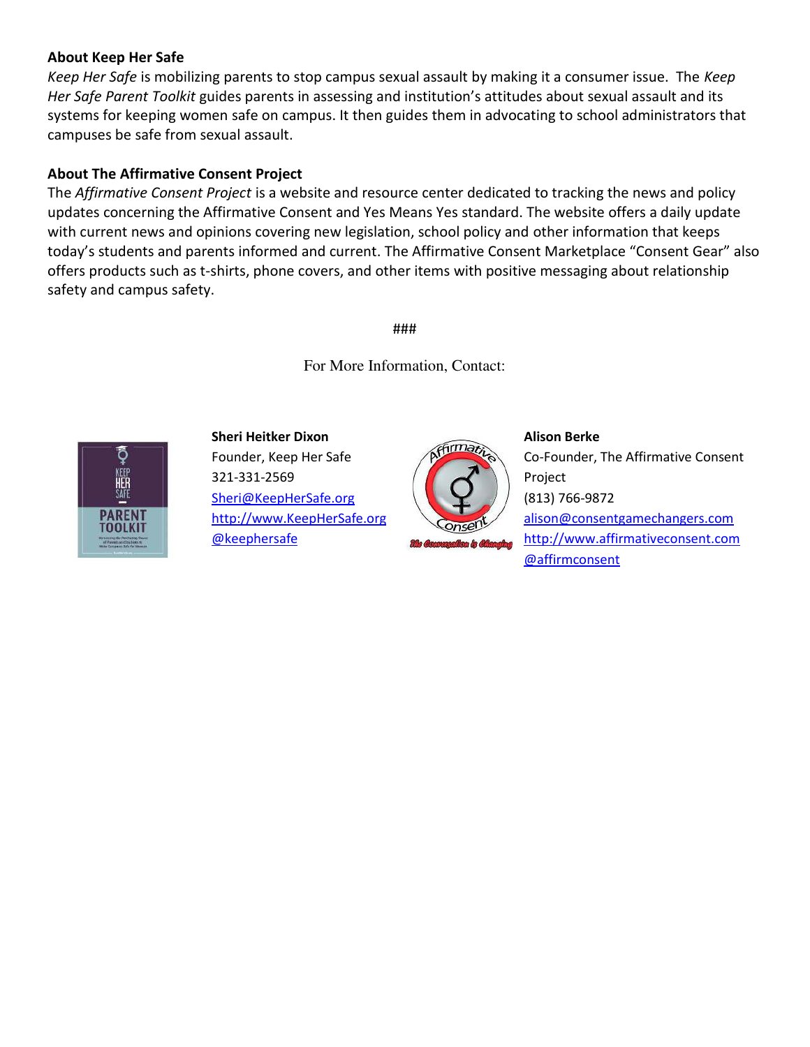**About Keep Her Safe**

*Keep Her Safe* is mobilizing parents to stop campus sexual assault by making it a consumer issue. The *Keep Her Safe Parent Toolkit* guides parents in assessing and institution's attitudes about sexual assault and its systems for keeping women safe on campus. It then guides them in advocating to school administrators that campuses be safe from sexual assault.

**About The Affirmative Consent Project**

The *Affirmative Consent Project* is a website and resource center dedicated to tracking the news and policy updates concerning the Affirmative Consent and Yes Means Yes standard. The website offers a daily update with current news and opinions covering new legislation, school policy and other information that keeps today's students and parents informed and current. The Affirmative Consent Marketplace "Consent Gear" also offers products such as t-shirts, phone covers, and other items with positive messaging about relationship safety and campus safety.

###

For More Information, Contact:

**Sheri Heitker Dixon**
Founder, Keep Her Safe
321-331-2569
Sheri@KeepHerSafe.org
http://www.KeepHerSafe.org
@keephersafe

**Alison Berke**
Co-Founder, The Affirmative Consent Project
(813) 766-9872
alison@consentgamechangers.com
http://www.affirmativeconsent.com
@affirmconsent